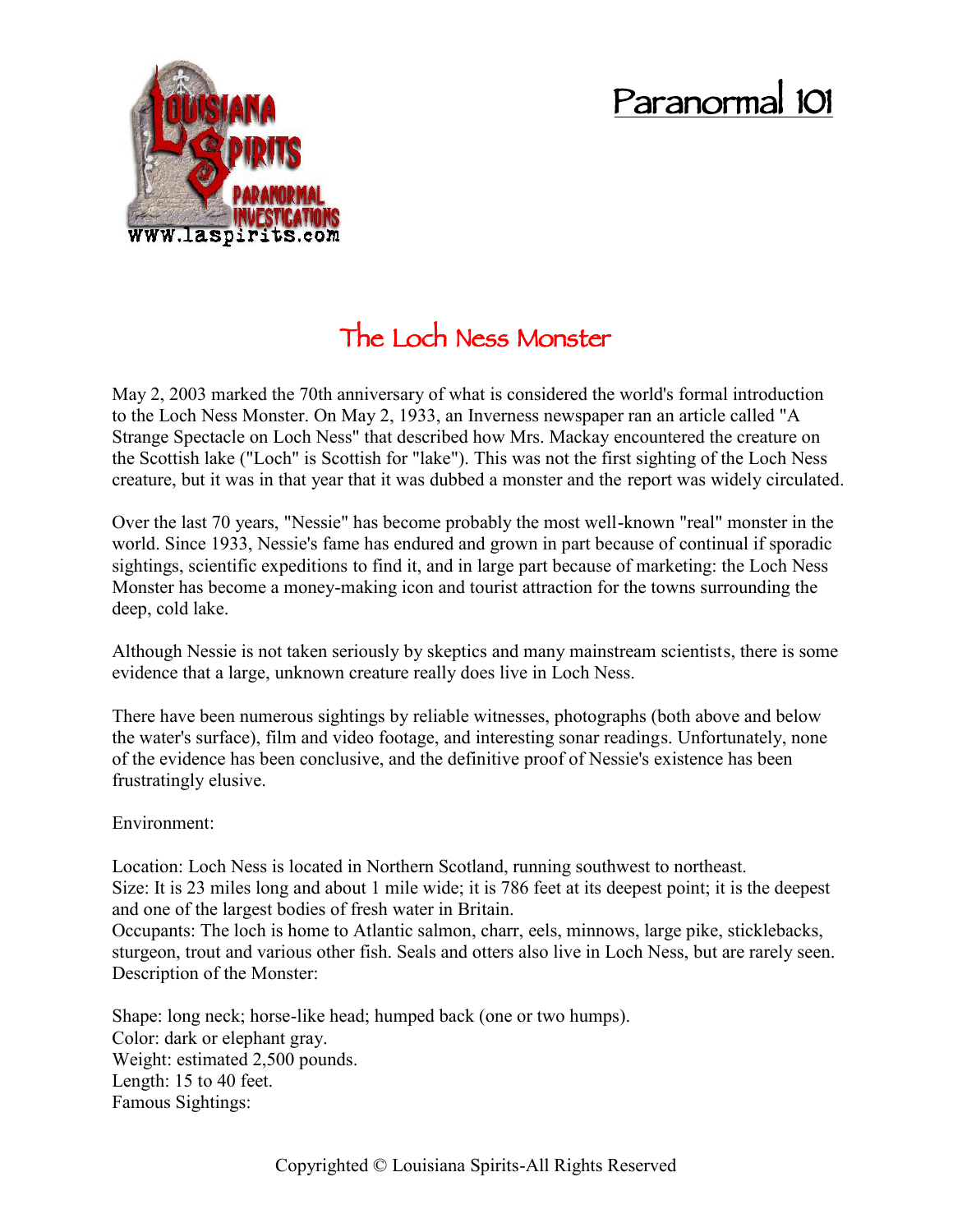# Paranormal 101

## The Loch Ness Monster

May 2, 2003 marked the 70th anniversary of what is considered the world's formal introduction to the Loch Ness Monster. On May 2, 1933, an Inverness newspaper ran an article called "A Strange Spectacle on Loch Ness" that described how Mrs. Mackay encountered the creature on the Scottish lake ("Loch" is Scottish for "lake"). This was not the first sighting of the Loch Ness creature, but it was in that year that it was dubbed a monster and the report was widely circulated.

Over the last 70 years, "Nessie" has become probably the most well-known "real" monster in the world. Since 1933, Nessie's fame has endured and grown in part because of continual if sporadic sightings, scientific expeditions to find it, and in large part because of marketing: the Loch Ness Monster has become a money-making icon and tourist attraction for the towns surrounding the deep, cold lake.

Although Nessie is not taken seriously by skeptics and many mainstream scientists, there is some evidence that a large, unknown creature really does live in Loch Ness.

There have been numerous sightings by reliable witnesses, photographs (both above and below the water's surface), film and video footage, and interesting sonar readings. Unfortunately, none of the evidence has been conclusive, and the definitive proof of Nessie's existence has been frustratingly elusive.

Environment:

Location: Loch Ness is located in Northern Scotland, running southwest to northeast.
Size: It is 23 miles long and about 1 mile wide; it is 786 feet at its deepest point; it is the deepest and one of the largest bodies of fresh water in Britain.
Occupants: The loch is home to Atlantic salmon, charr, eels, minnows, large pike, sticklebacks, sturgeon, trout and various other fish. Seals and otters also live in Loch Ness, but are rarely seen.
Description of the Monster:

Shape: long neck; horse-like head; humped back (one or two humps).
Color: dark or elephant gray.
Weight: estimated 2,500 pounds.
Length: 15 to 40 feet.
Famous Sightings: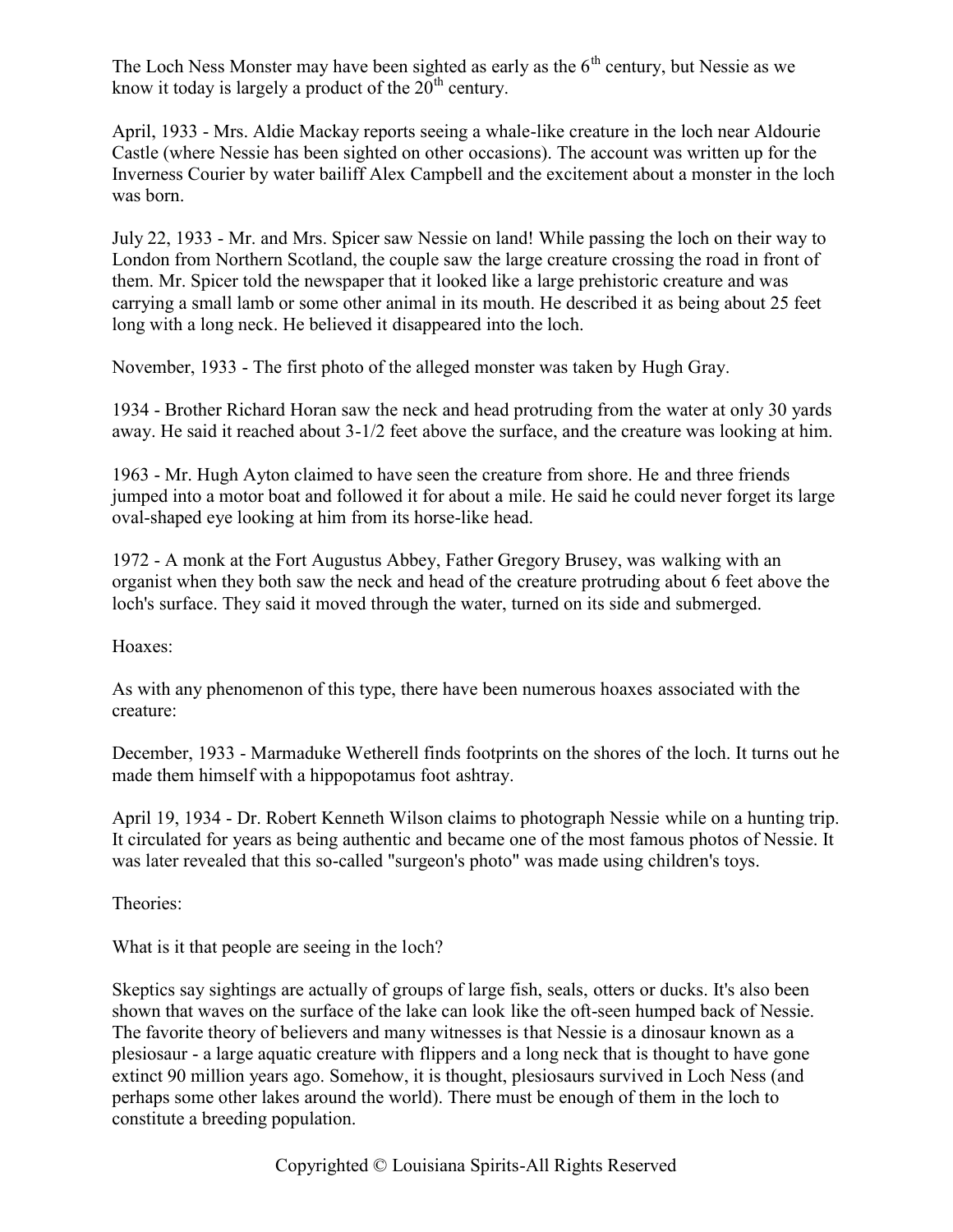The Loch Ness Monster may have been sighted as early as the 6th century, but Nessie as we know it today is largely a product of the 20th century.

April, 1933 - Mrs. Aldie Mackay reports seeing a whale-like creature in the loch near Aldourie Castle (where Nessie has been sighted on other occasions). The account was written up for the Inverness Courier by water bailiff Alex Campbell and the excitement about a monster in the loch was born.

July 22, 1933 - Mr. and Mrs. Spicer saw Nessie on land! While passing the loch on their way to London from Northern Scotland, the couple saw the large creature crossing the road in front of them. Mr. Spicer told the newspaper that it looked like a large prehistoric creature and was carrying a small lamb or some other animal in its mouth. He described it as being about 25 feet long with a long neck. He believed it disappeared into the loch.

November, 1933 - The first photo of the alleged monster was taken by Hugh Gray.

1934 - Brother Richard Horan saw the neck and head protruding from the water at only 30 yards away. He said it reached about 3-1/2 feet above the surface, and the creature was looking at him.

1963 - Mr. Hugh Ayton claimed to have seen the creature from shore. He and three friends jumped into a motor boat and followed it for about a mile. He said he could never forget its large oval-shaped eye looking at him from its horse-like head.

1972 - A monk at the Fort Augustus Abbey, Father Gregory Brusey, was walking with an organist when they both saw the neck and head of the creature protruding about 6 feet above the loch's surface. They said it moved through the water, turned on its side and submerged.

Hoaxes:

As with any phenomenon of this type, there have been numerous hoaxes associated with the creature:

December, 1933 - Marmaduke Wetherell finds footprints on the shores of the loch. It turns out he made them himself with a hippopotamus foot ashtray.

April 19, 1934 - Dr. Robert Kenneth Wilson claims to photograph Nessie while on a hunting trip. It circulated for years as being authentic and became one of the most famous photos of Nessie. It was later revealed that this so-called "surgeon's photo" was made using children's toys.

Theories:

What is it that people are seeing in the loch?

Skeptics say sightings are actually of groups of large fish, seals, otters or ducks. It's also been shown that waves on the surface of the lake can look like the oft-seen humped back of Nessie. The favorite theory of believers and many witnesses is that Nessie is a dinosaur known as a plesiosaur - a large aquatic creature with flippers and a long neck that is thought to have gone extinct 90 million years ago. Somehow, it is thought, plesiosaurs survived in Loch Ness (and perhaps some other lakes around the world). There must be enough of them in the loch to constitute a breeding population.

Copyrighted © Louisiana Spirits-All Rights Reserved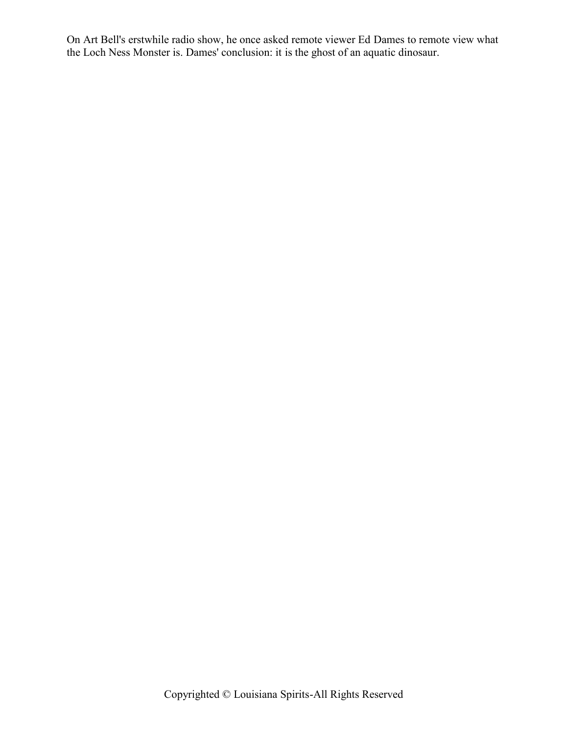On Art Bell's erstwhile radio show, he once asked remote viewer Ed Dames to remote view what the Loch Ness Monster is. Dames' conclusion: it is the ghost of an aquatic dinosaur.